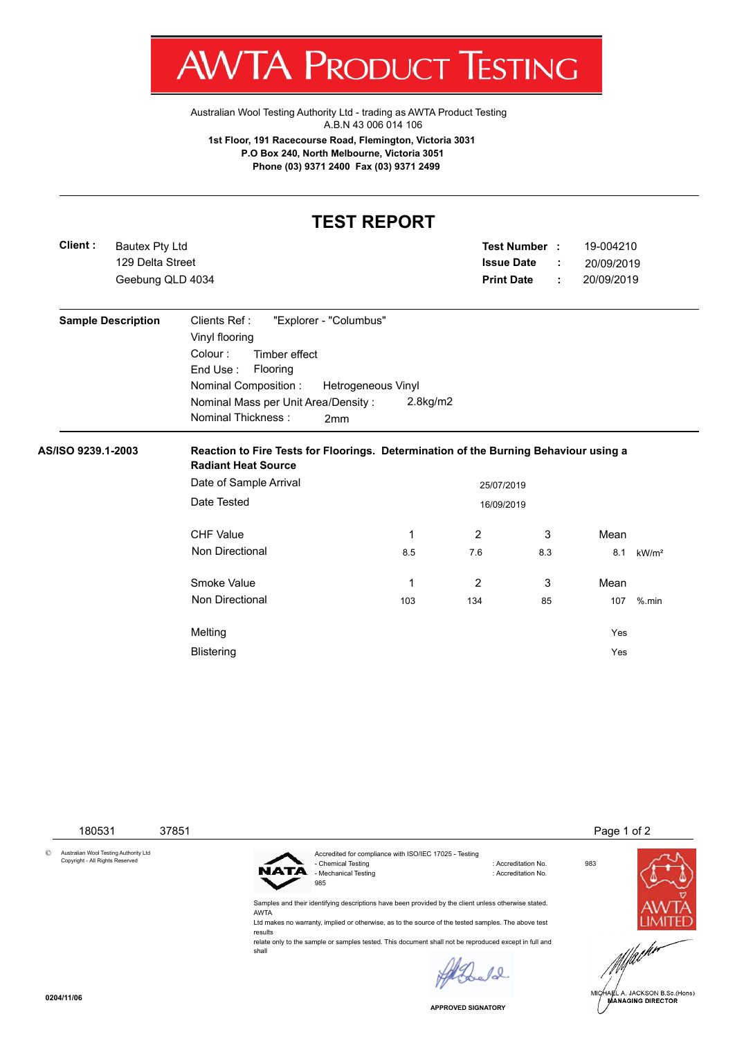# AWTA PRODUCT TESTING

Australian Wool Testing Authority Ltd - trading as AWTA Product Testing
A.B.N 43 006 014 106

**1st Floor, 191 Racecourse Road, Flemington, Victoria 3031**
**P.O Box 240, North Melbourne, Victoria 3051**
**Phone (03) 9371 2400 Fax (03) 9371 2499**

## TEST REPORT

**Client :** Bautex Pty Ltd
129 Delta Street
Geebung QLD 4034

**Test Number :** 19-004210
**Issue Date :** 20/09/2019
**Print Date :** 20/09/2019

**Sample Description**

Clients Ref : "Explorer - "Columbus"
Vinyl flooring
Colour : Timber effect
End Use : Flooring
Nominal Composition : Hetrogeneous Vinyl
Nominal Mass per Unit Area/Density : 2.8kg/m2
Nominal Thickness : 2mm

**AS/ISO 9239.1-2003**

**Reaction to Fire Tests for Floorings. Determination of the Burning Behaviour using a Radiant Heat Source**

Date of Sample Arrival: 25/07/2019
Date Tested: 16/09/2019

| CHF Value | 1 | 2 | 3 | Mean | |
|---|---|---|---|---|---|
| Non Directional | 8.5 | 7.6 | 8.3 | 8.1 | kW/m² |

| Smoke Value | 1 | 2 | 3 | Mean | |
|---|---|---|---|---|---|
| Non Directional | 103 | 134 | 85 | 107 | %.min |

| | |
|---|---|
| Melting | Yes |
| Blistering | Yes |

180531 37851

© Australian Wool Testing Authority Ltd
Copyright - All Rights Reserved

Accredited for compliance with ISO/IEC 17025 - Testing
- Chemical Testing : Accreditation No. 983
- Mechanical Testing : Accreditation No. 985

Samples and their identifying descriptions have been provided by the client unless otherwise stated. AWTA Ltd makes no warranty, implied or otherwise, as to the source of the tested samples. The above test results relate only to the sample or samples tested. This document shall not be reproduced except in full and shall

APPROVED SIGNATORY

MICHAEL A. JACKSON B.Sc.(Hons)
MANAGING DIRECTOR

0204/11/06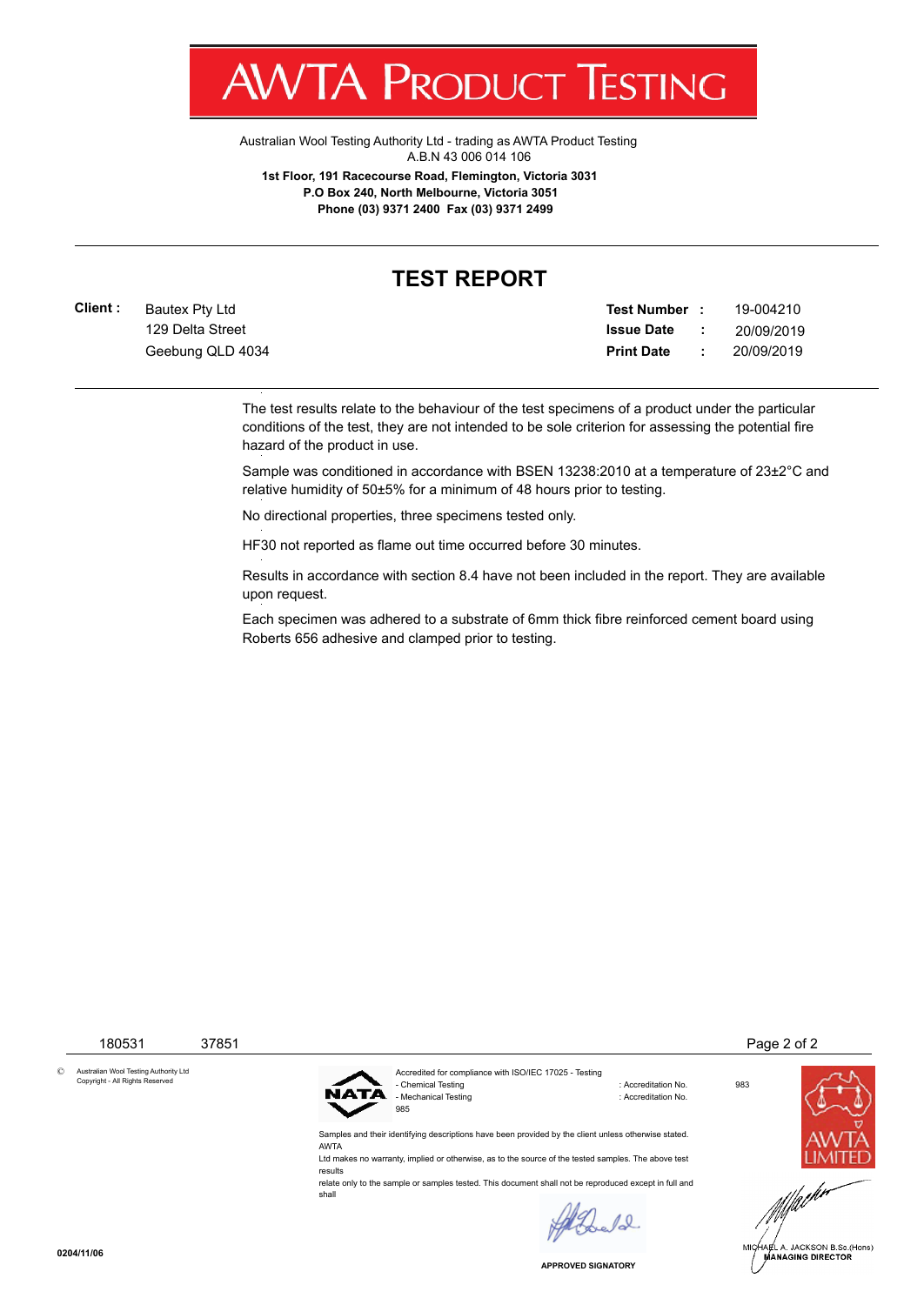# AWTA PRODUCT TESTING

Australian Wool Testing Authority Ltd - trading as AWTA Product Testing
A.B.N 43 006 014 106

**1st Floor, 191 Racecourse Road, Flemington, Victoria 3031**
**P.O Box 240, North Melbourne, Victoria 3051**
**Phone (03) 9371 2400 Fax (03) 9371 2499**

## TEST REPORT

| | | | | |
|---|---|---|---|---|
| **Client :** | Bautex Pty Ltd | **Test Number** | : | 19-004210 |
| | 129 Delta Street | **Issue Date** | : | 20/09/2019 |
| | Geebung QLD 4034 | **Print Date** | : | 20/09/2019 |

The test results relate to the behaviour of the test specimens of a product under the particular conditions of the test, they are not intended to be sole criterion for assessing the potential fire hazard of the product in use.

Sample was conditioned in accordance with BSEN 13238:2010 at a temperature of 23±2°C and relative humidity of 50±5% for a minimum of 48 hours prior to testing.

No directional properties, three specimens tested only.

HF30 not reported as flame out time occurred before 30 minutes.

Results in accordance with section 8.4 have not been included in the report. They are available upon request.

Each specimen was adhered to a substrate of 6mm thick fibre reinforced cement board using Roberts 656 adhesive and clamped prior to testing.

180531 37851

© Australian Wool Testing Authority Ltd
Copyright - All Rights Reserved

Accredited for compliance with ISO/IEC 17025 - Testing
- Chemical Testing : Accreditation No. 983
- Mechanical Testing : Accreditation No. 985

Samples and their identifying descriptions have been provided by the client unless otherwise stated. AWTA Ltd makes no warranty, implied or otherwise, as to the source of the tested samples. The above test results relate only to the sample or samples tested. This document shall not be reproduced except in full and shall

APPROVED SIGNATORY

MICHAEL A. JACKSON B.Sc.(Hons)
MANAGING DIRECTOR

0204/11/06